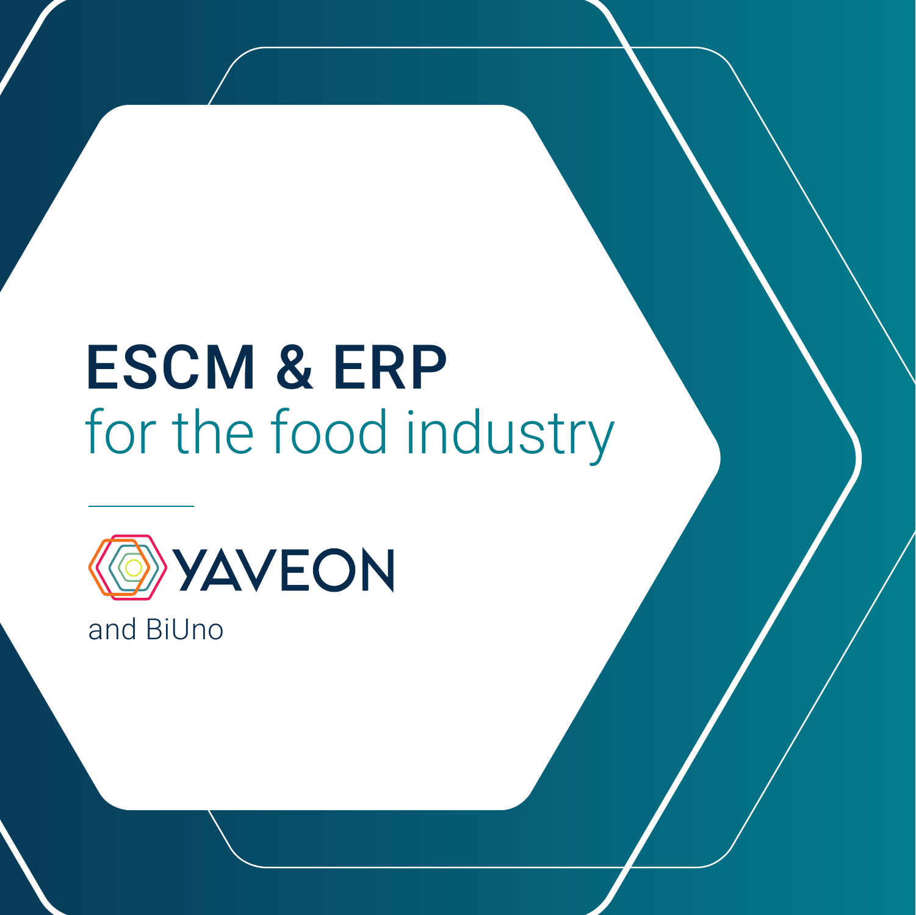# ESCM & ERP

## for the food industry

YAVEON

and BiUno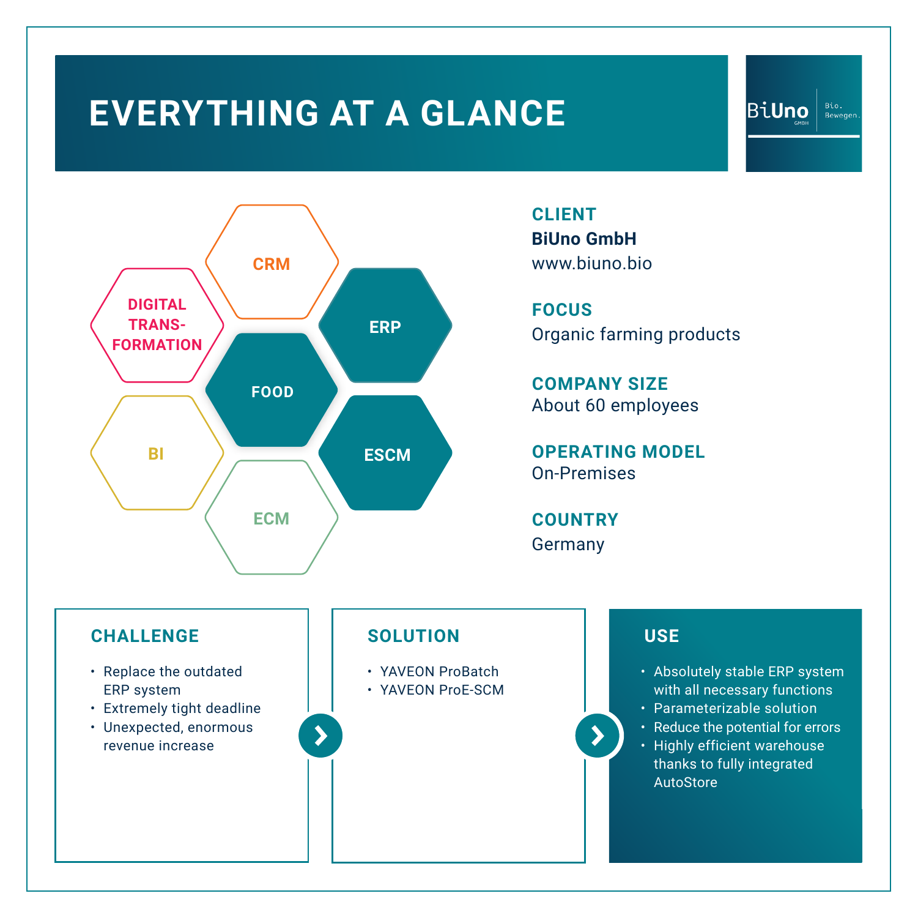# EVERYTHING AT A GLANCE

BiUno GmbH — Bio. Bewegen.

CRM

DIGITAL TRANS-FORMATION

ERP

FOOD

BI

ESCM

ECM

## CLIENT

**BiUno GmbH**
www.biuno.bio

## FOCUS

Organic farming products

## COMPANY SIZE

About 60 employees

## OPERATING MODEL

On-Premises

## COUNTRY

Germany

## CHALLENGE

- Replace the outdated ERP system
- Extremely tight deadline
- Unexpected, enormous revenue increase

## SOLUTION

- YAVEON ProBatch
- YAVEON ProE-SCM

## USE

- Absolutely stable ERP system with all necessary functions
- Parameterizable solution
- Reduce the potential for errors
- Highly efficient warehouse thanks to fully integrated AutoStore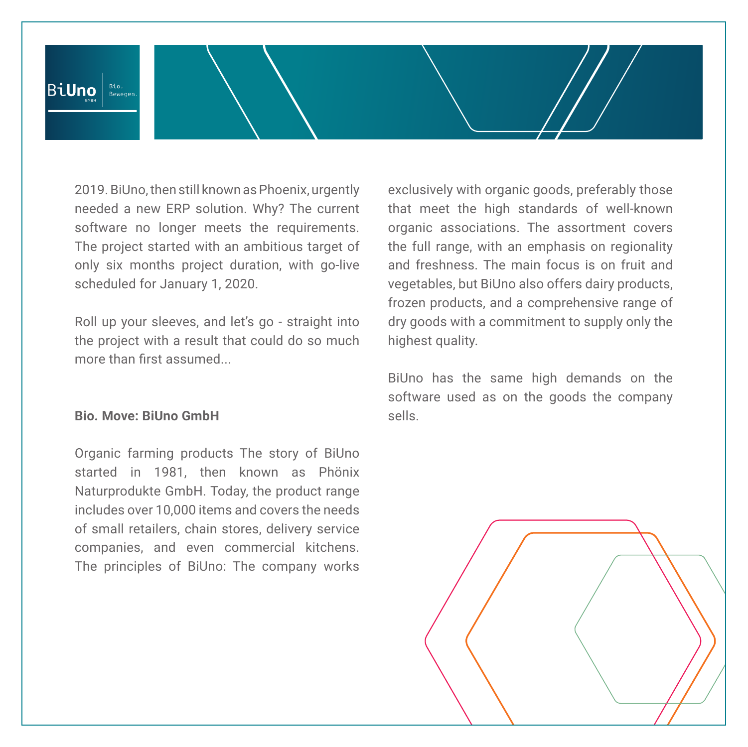2019. BiUno, then still known as Phoenix, urgently needed a new ERP solution. Why? The current software no longer meets the requirements. The project started with an ambitious target of only six months project duration, with go-live scheduled for January 1, 2020.

Roll up your sleeves, and let's go - straight into the project with a result that could do so much more than first assumed...

**Bio. Move: BiUno GmbH**

Organic farming products The story of BiUno started in 1981, then known as Phönix Naturprodukte GmbH. Today, the product range includes over 10,000 items and covers the needs of small retailers, chain stores, delivery service companies, and even commercial kitchens. The principles of BiUno: The company works exclusively with organic goods, preferably those that meet the high standards of well-known organic associations. The assortment covers the full range, with an emphasis on regionality and freshness. The main focus is on fruit and vegetables, but BiUno also offers dairy products, frozen products, and a comprehensive range of dry goods with a commitment to supply only the highest quality.

BiUno has the same high demands on the software used as on the goods the company sells.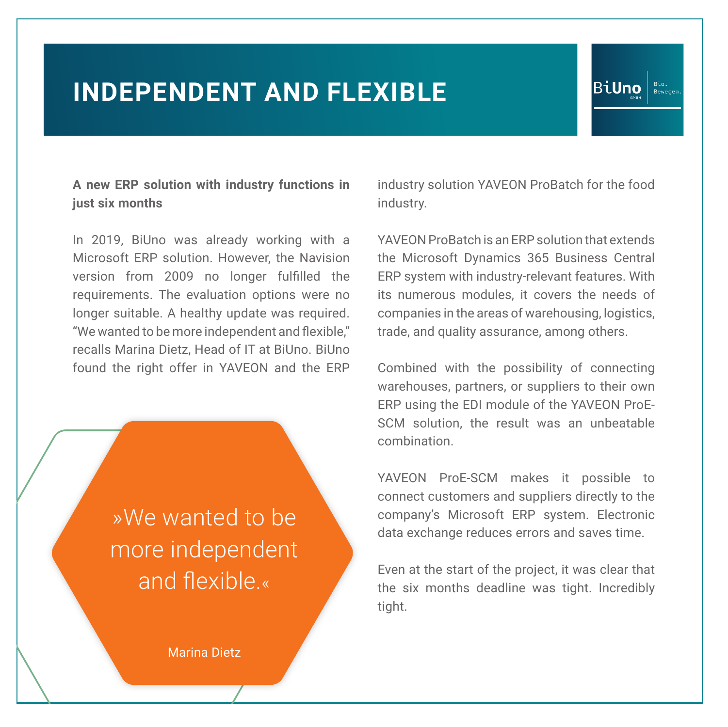# INDEPENDENT AND FLEXIBLE

**A new ERP solution with industry functions in just six months**

In 2019, BiUno was already working with a Microsoft ERP solution. However, the Navision version from 2009 no longer fulfilled the requirements. The evaluation options were no longer suitable. A healthy update was required. “We wanted to be more independent and flexible,” recalls Marina Dietz, Head of IT at BiUno. BiUno found the right offer in YAVEON and the ERP industry solution YAVEON ProBatch for the food industry.

YAVEON ProBatch is an ERP solution that extends the Microsoft Dynamics 365 Business Central ERP system with industry-relevant features. With its numerous modules, it covers the needs of companies in the areas of warehousing, logistics, trade, and quality assurance, among others.

Combined with the possibility of connecting warehouses, partners, or suppliers to their own ERP using the EDI module of the YAVEON ProE-SCM solution, the result was an unbeatable combination.

YAVEON ProE-SCM makes it possible to connect customers and suppliers directly to the company’s Microsoft ERP system. Electronic data exchange reduces errors and saves time.

Even at the start of the project, it was clear that the six months deadline was tight. Incredibly tight.

> »We wanted to be more independent and flexible.«
>
> Marina Dietz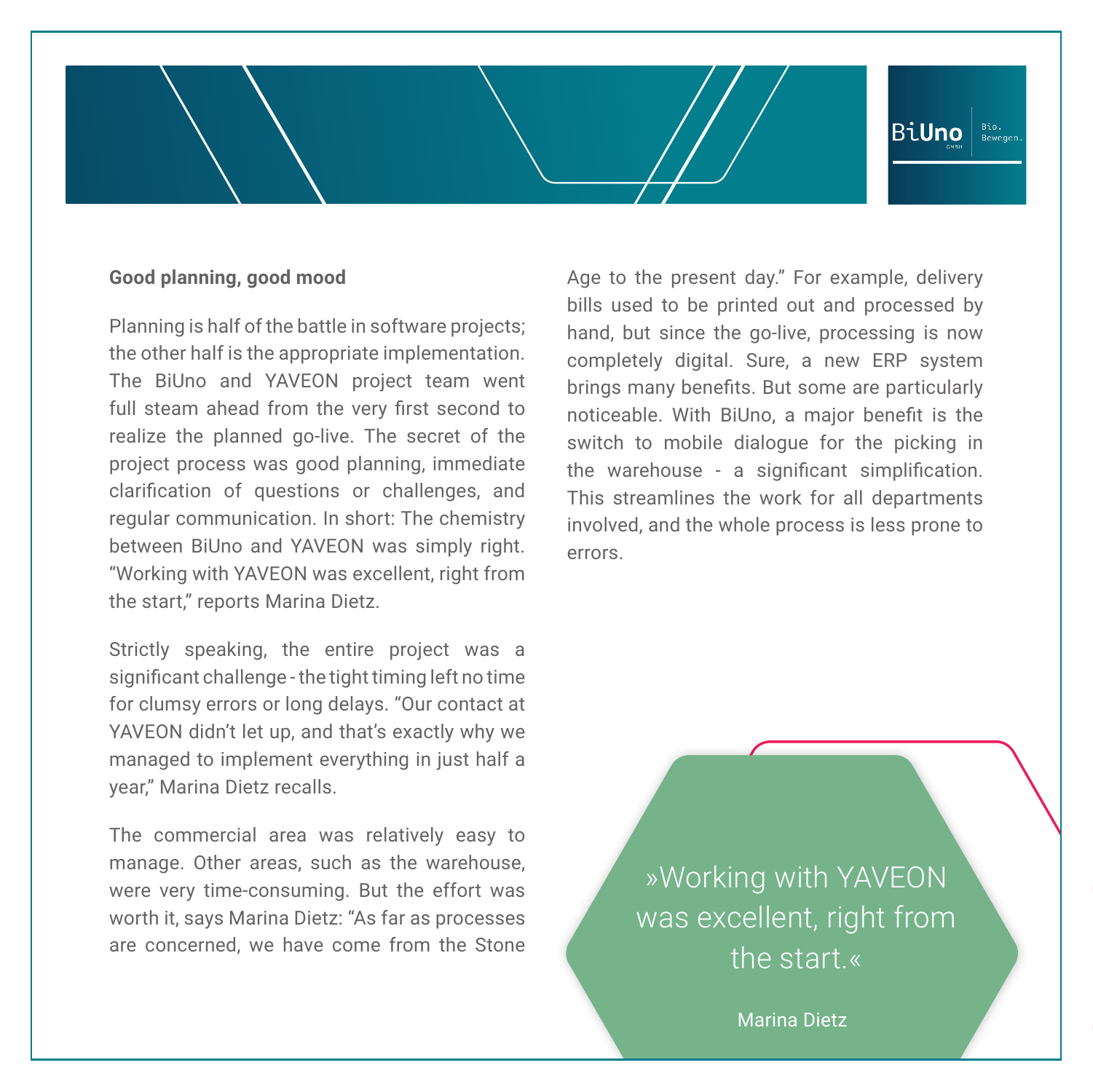### Good planning, good mood

Planning is half of the battle in software projects; the other half is the appropriate implementation. The BiUno and YAVEON project team went full steam ahead from the very first second to realize the planned go-live. The secret of the project process was good planning, immediate clarification of questions or challenges, and regular communication. In short: The chemistry between BiUno and YAVEON was simply right. “Working with YAVEON was excellent, right from the start,” reports Marina Dietz.

Strictly speaking, the entire project was a significant challenge - the tight timing left no time for clumsy errors or long delays. “Our contact at YAVEON didn’t let up, and that’s exactly why we managed to implement everything in just half a year,” Marina Dietz recalls.

The commercial area was relatively easy to manage. Other areas, such as the warehouse, were very time-consuming. But the effort was worth it, says Marina Dietz: “As far as processes are concerned, we have come from the Stone Age to the present day.” For example, delivery bills used to be printed out and processed by hand, but since the go-live, processing is now completely digital. Sure, a new ERP system brings many benefits. But some are particularly noticeable. With BiUno, a major benefit is the switch to mobile dialogue for the picking in the warehouse - a significant simplification. This streamlines the work for all departments involved, and the whole process is less prone to errors.

> »Working with YAVEON was excellent, right from the start.«
>
> Marina Dietz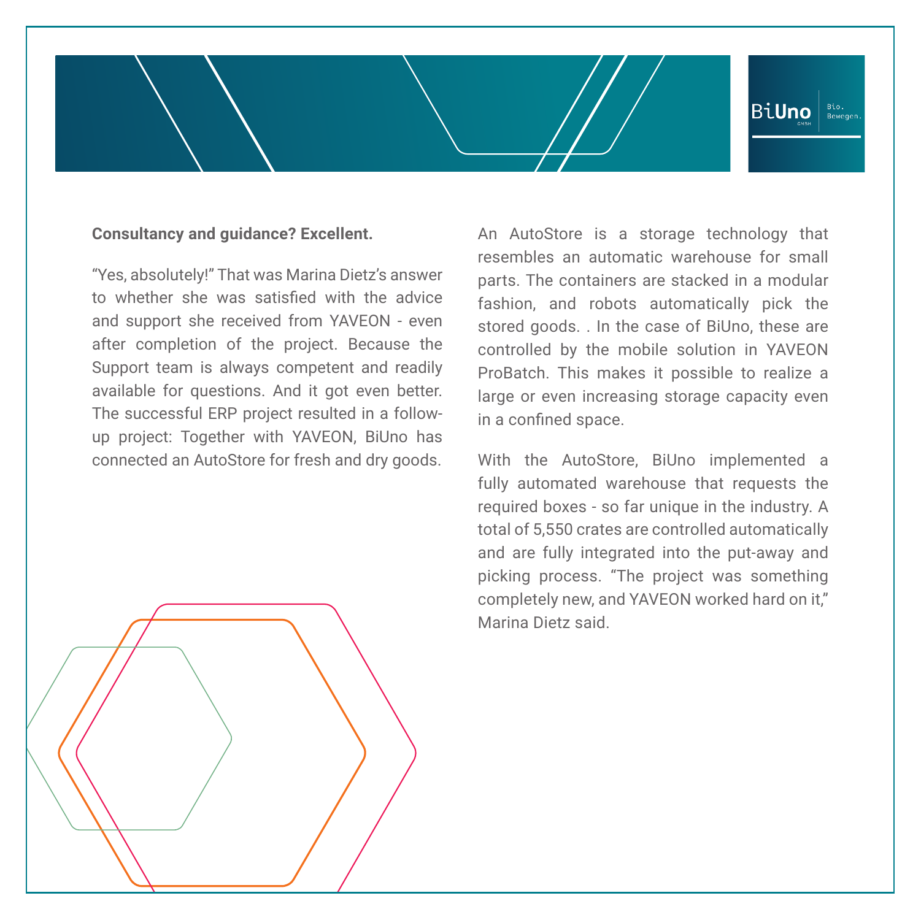**Consultancy and guidance? Excellent.**

“Yes, absolutely!” That was Marina Dietz’s answer to whether she was satisfied with the advice and support she received from YAVEON - even after completion of the project. Because the Support team is always competent and readily available for questions. And it got even better. The successful ERP project resulted in a follow-up project: Together with YAVEON, BiUno has connected an AutoStore for fresh and dry goods.

An AutoStore is a storage technology that resembles an automatic warehouse for small parts. The containers are stacked in a modular fashion, and robots automatically pick the stored goods. . In the case of BiUno, these are controlled by the mobile solution in YAVEON ProBatch. This makes it possible to realize a large or even increasing storage capacity even in a confined space.

With the AutoStore, BiUno implemented a fully automated warehouse that requests the required boxes - so far unique in the industry. A total of 5,550 crates are controlled automatically and are fully integrated into the put-away and picking process. “The project was something completely new, and YAVEON worked hard on it,” Marina Dietz said.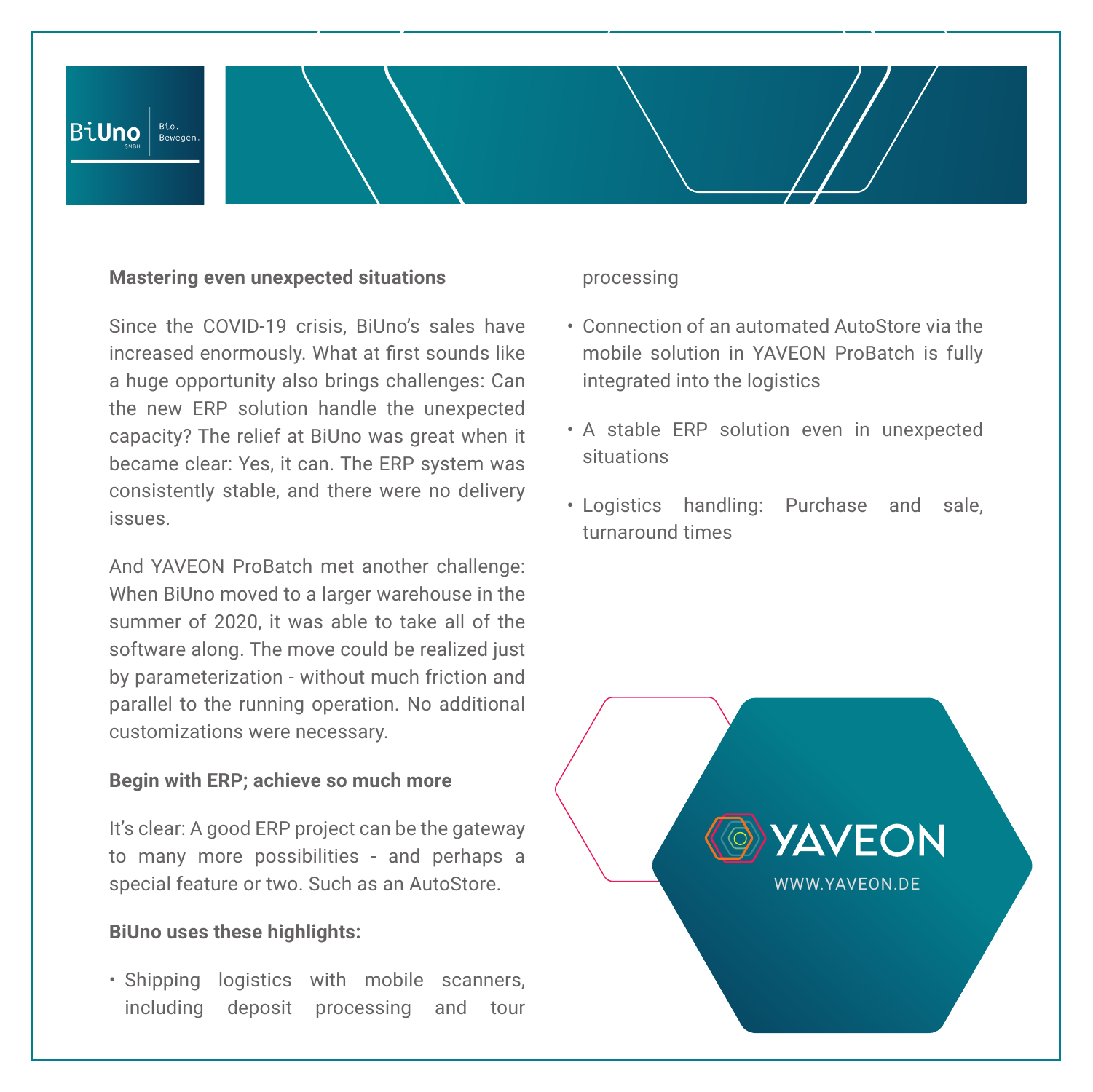**Mastering even unexpected situations**

Since the COVID-19 crisis, BiUno's sales have increased enormously. What at first sounds like a huge opportunity also brings challenges: Can the new ERP solution handle the unexpected capacity? The relief at BiUno was great when it became clear: Yes, it can. The ERP system was consistently stable, and there were no delivery issues.

And YAVEON ProBatch met another challenge: When BiUno moved to a larger warehouse in the summer of 2020, it was able to take all of the software along. The move could be realized just by parameterization - without much friction and parallel to the running operation. No additional customizations were necessary.

**Begin with ERP; achieve so much more**

It's clear: A good ERP project can be the gateway to many more possibilities - and perhaps a special feature or two. Such as an AutoStore.

**BiUno uses these highlights:**

- Shipping logistics with mobile scanners, including deposit processing and tour processing
- Connection of an automated AutoStore via the mobile solution in YAVEON ProBatch is fully integrated into the logistics
- A stable ERP solution even in unexpected situations
- Logistics handling: Purchase and sale, turnaround times

YAVEON

WWW.YAVEON.DE